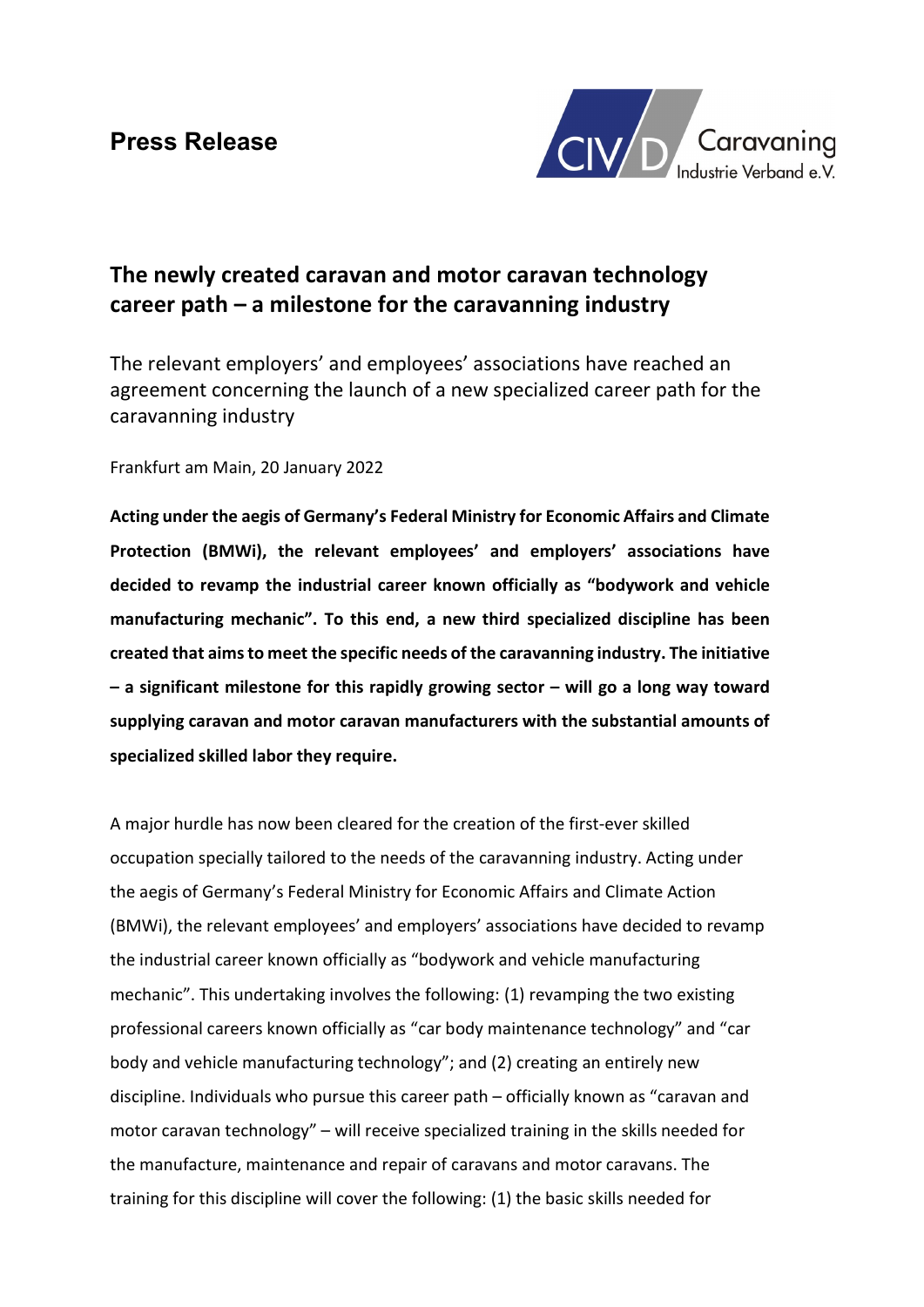**Press Release**

# The newly created caravan and motor caravan technology career path – a milestone for the caravanning industry

The relevant employers' and employees' associations have reached an agreement concerning the launch of a new specialized career path for the caravanning industry

Frankfurt am Main, 20 January 2022

**Acting under the aegis of Germany's Federal Ministry for Economic Affairs and Climate Protection (BMWi), the relevant employees' and employers' associations have decided to revamp the industrial career known officially as "bodywork and vehicle manufacturing mechanic". To this end, a new third specialized discipline has been created that aims to meet the specific needs of the caravanning industry. The initiative – a significant milestone for this rapidly growing sector – will go a long way toward supplying caravan and motor caravan manufacturers with the substantial amounts of specialized skilled labor they require.**

A major hurdle has now been cleared for the creation of the first-ever skilled occupation specially tailored to the needs of the caravanning industry. Acting under the aegis of Germany's Federal Ministry for Economic Affairs and Climate Action (BMWi), the relevant employees' and employers' associations have decided to revamp the industrial career known officially as "bodywork and vehicle manufacturing mechanic". This undertaking involves the following: (1) revamping the two existing professional careers known officially as "car body maintenance technology" and "car body and vehicle manufacturing technology"; and (2) creating an entirely new discipline. Individuals who pursue this career path – officially known as "caravan and motor caravan technology" – will receive specialized training in the skills needed for the manufacture, maintenance and repair of caravans and motor caravans. The training for this discipline will cover the following: (1) the basic skills needed for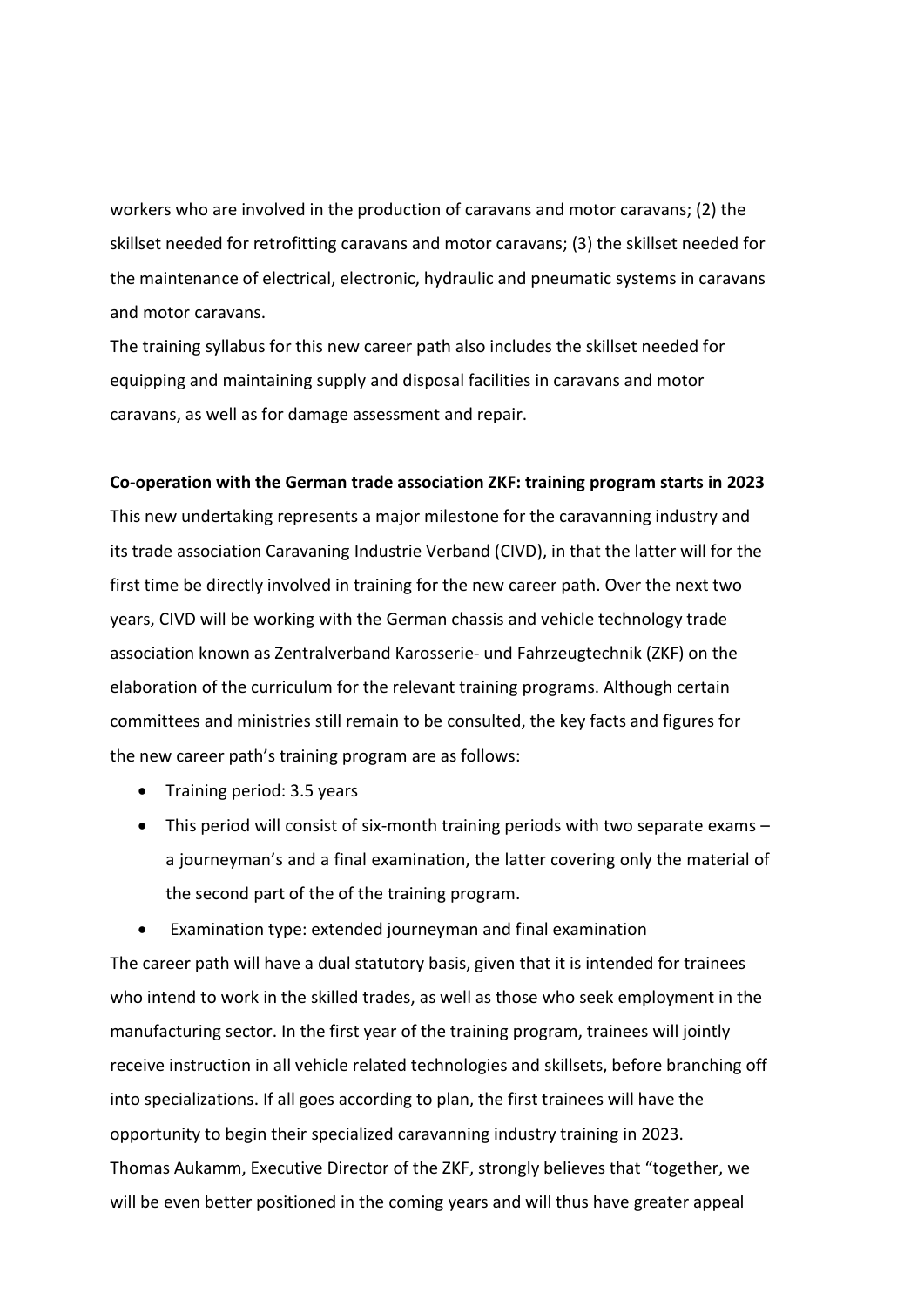workers who are involved in the production of caravans and motor caravans; (2) the skillset needed for retrofitting caravans and motor caravans; (3) the skillset needed for the maintenance of electrical, electronic, hydraulic and pneumatic systems in caravans and motor caravans.

The training syllabus for this new career path also includes the skillset needed for equipping and maintaining supply and disposal facilities in caravans and motor caravans, as well as for damage assessment and repair.

**Co-operation with the German trade association ZKF: training program starts in 2023**

This new undertaking represents a major milestone for the caravanning industry and its trade association Caravaning Industrie Verband (CIVD), in that the latter will for the first time be directly involved in training for the new career path. Over the next two years, CIVD will be working with the German chassis and vehicle technology trade association known as Zentralverband Karosserie- und Fahrzeugtechnik (ZKF) on the elaboration of the curriculum for the relevant training programs. Although certain committees and ministries still remain to be consulted, the key facts and figures for the new career path's training program are as follows:

- Training period: 3.5 years
- This period will consist of six-month training periods with two separate exams – a journeyman's and a final examination, the latter covering only the material of the second part of the of the training program.
- Examination type: extended journeyman and final examination

The career path will have a dual statutory basis, given that it is intended for trainees who intend to work in the skilled trades, as well as those who seek employment in the manufacturing sector. In the first year of the training program, trainees will jointly receive instruction in all vehicle related technologies and skillsets, before branching off into specializations. If all goes according to plan, the first trainees will have the opportunity to begin their specialized caravanning industry training in 2023.

Thomas Aukamm, Executive Director of the ZKF, strongly believes that "together, we will be even better positioned in the coming years and will thus have greater appeal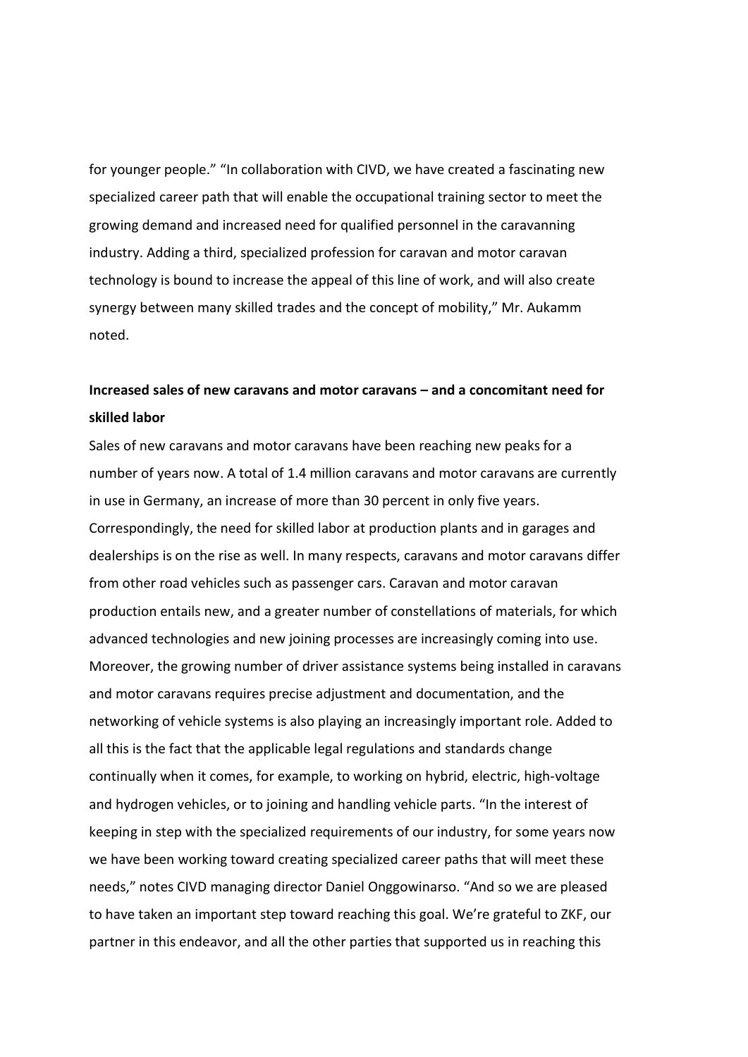for younger people." "In collaboration with CIVD, we have created a fascinating new specialized career path that will enable the occupational training sector to meet the growing demand and increased need for qualified personnel in the caravanning industry. Adding a third, specialized profession for caravan and motor caravan technology is bound to increase the appeal of this line of work, and will also create synergy between many skilled trades and the concept of mobility," Mr. Aukamm noted.

**Increased sales of new caravans and motor caravans – and a concomitant need for skilled labor**

Sales of new caravans and motor caravans have been reaching new peaks for a number of years now. A total of 1.4 million caravans and motor caravans are currently in use in Germany, an increase of more than 30 percent in only five years. Correspondingly, the need for skilled labor at production plants and in garages and dealerships is on the rise as well. In many respects, caravans and motor caravans differ from other road vehicles such as passenger cars. Caravan and motor caravan production entails new, and a greater number of constellations of materials, for which advanced technologies and new joining processes are increasingly coming into use. Moreover, the growing number of driver assistance systems being installed in caravans and motor caravans requires precise adjustment and documentation, and the networking of vehicle systems is also playing an increasingly important role. Added to all this is the fact that the applicable legal regulations and standards change continually when it comes, for example, to working on hybrid, electric, high-voltage and hydrogen vehicles, or to joining and handling vehicle parts. "In the interest of keeping in step with the specialized requirements of our industry, for some years now we have been working toward creating specialized career paths that will meet these needs," notes CIVD managing director Daniel Onggowinarso. "And so we are pleased to have taken an important step toward reaching this goal. We're grateful to ZKF, our partner in this endeavor, and all the other parties that supported us in reaching this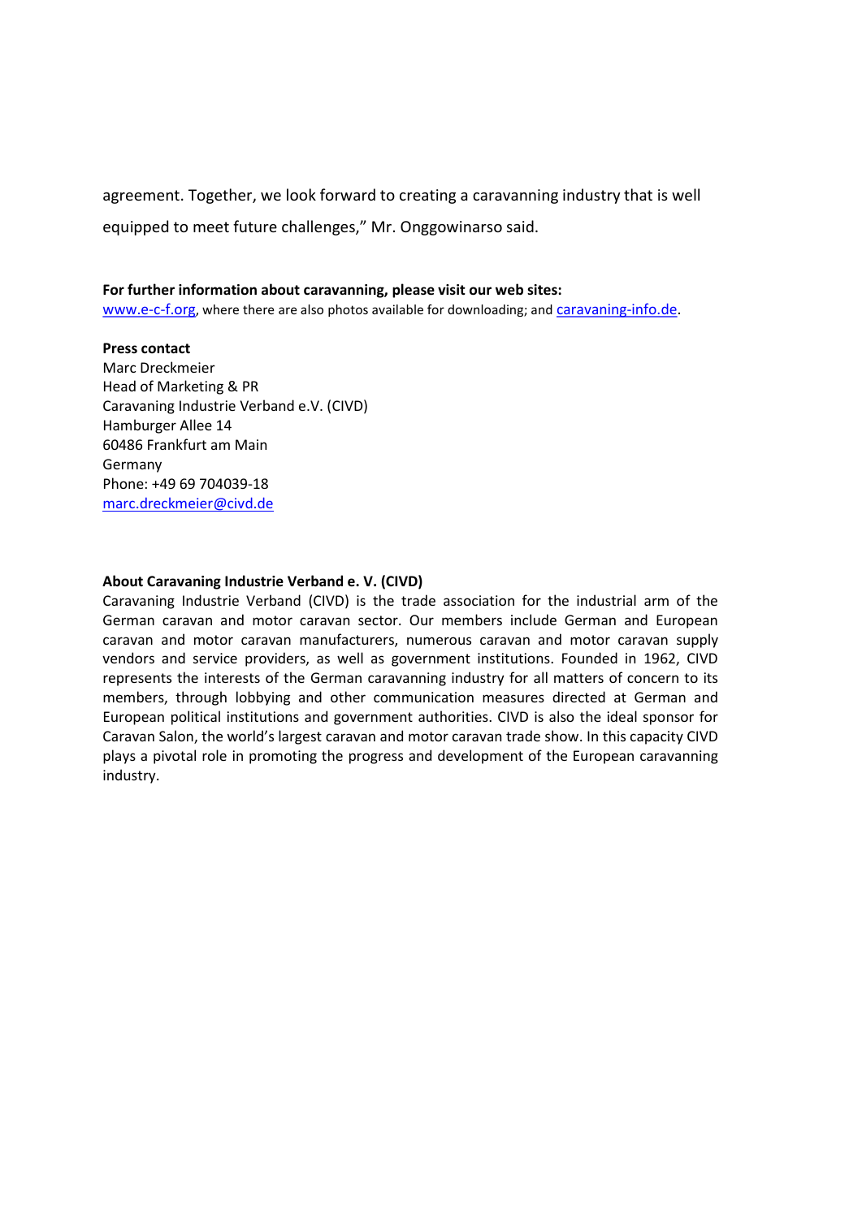agreement. Together, we look forward to creating a caravanning industry that is well equipped to meet future challenges," Mr. Onggowinarso said.

**For further information about caravanning, please visit our web sites:**
www.e-c-f.org, where there are also photos available for downloading; and caravaning-info.de.

**Press contact**
Marc Dreckmeier
Head of Marketing & PR
Caravaning Industrie Verband e.V. (CIVD)
Hamburger Allee 14
60486 Frankfurt am Main
Germany
Phone: +49 69 704039-18
marc.dreckmeier@civd.de

**About Caravaning Industrie Verband e. V. (CIVD)**

Caravaning Industrie Verband (CIVD) is the trade association for the industrial arm of the German caravan and motor caravan sector. Our members include German and European caravan and motor caravan manufacturers, numerous caravan and motor caravan supply vendors and service providers, as well as government institutions. Founded in 1962, CIVD represents the interests of the German caravanning industry for all matters of concern to its members, through lobbying and other communication measures directed at German and European political institutions and government authorities. CIVD is also the ideal sponsor for Caravan Salon, the world's largest caravan and motor caravan trade show. In this capacity CIVD plays a pivotal role in promoting the progress and development of the European caravanning industry.